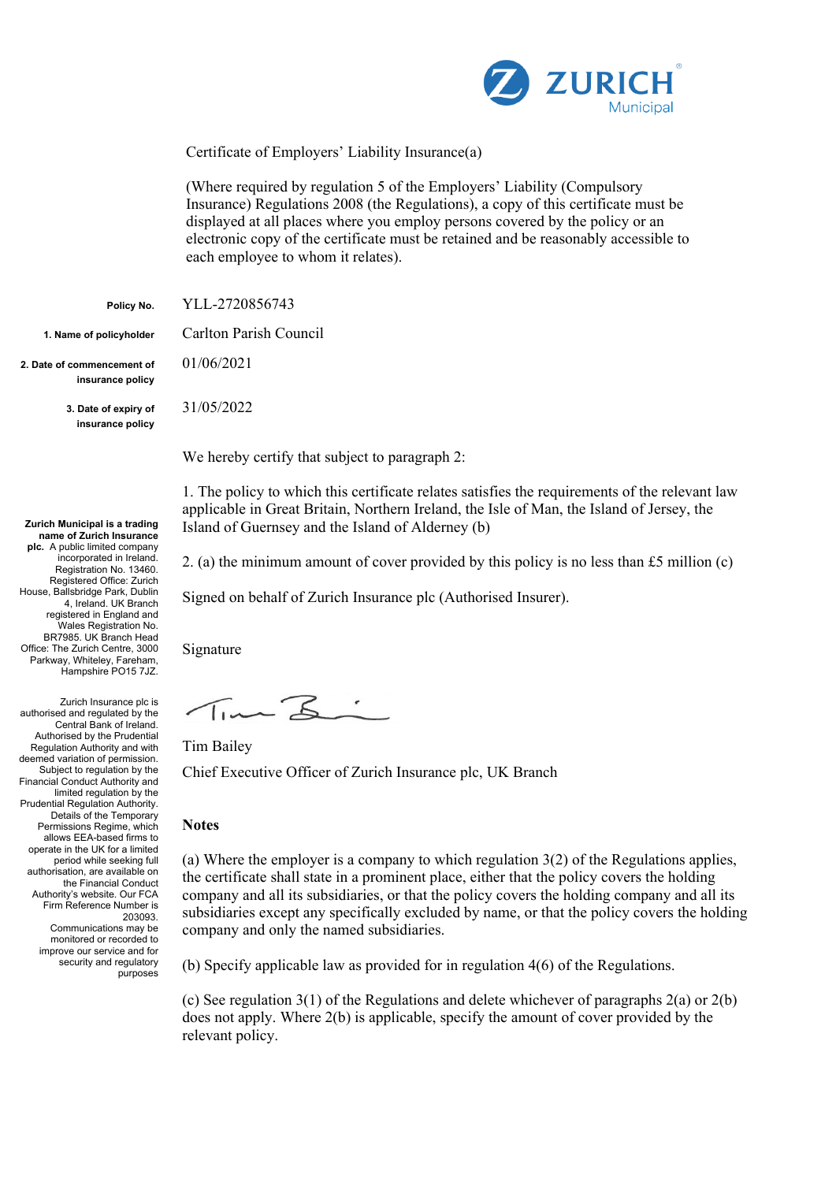ZURICH Municipal

Certificate of Employers' Liability Insurance(a)

(Where required by regulation 5 of the Employers' Liability (Compulsory Insurance) Regulations 2008 (the Regulations), a copy of this certificate must be displayed at all places where you employ persons covered by the policy or an electronic copy of the certificate must be retained and be reasonably accessible to each employee to whom it relates).

**Policy No.** YLL-2720856743

**1. Name of policyholder** Carlton Parish Council

**2. Date of commencement of insurance policy** 01/06/2021

**3. Date of expiry of insurance policy** 31/05/2022

We hereby certify that subject to paragraph 2:

1. The policy to which this certificate relates satisfies the requirements of the relevant law applicable in Great Britain, Northern Ireland, the Isle of Man, the Island of Jersey, the Island of Guernsey and the Island of Alderney (b)

2. (a) the minimum amount of cover provided by this policy is no less than £5 million (c)

Signed on behalf of Zurich Insurance plc (Authorised Insurer).

Signature

Tim Bailey

Chief Executive Officer of Zurich Insurance plc, UK Branch

**Zurich Municipal is a trading name of Zurich Insurance plc.** A public limited company incorporated in Ireland. Registration No. 13460. Registered Office: Zurich House, Ballsbridge Park, Dublin 4, Ireland. UK Branch registered in England and Wales Registration No. BR7985. UK Branch Head Office: The Zurich Centre, 3000 Parkway, Whiteley, Fareham, Hampshire PO15 7JZ.

Zurich Insurance plc is authorised and regulated by the Central Bank of Ireland. Authorised by the Prudential Regulation Authority and with deemed variation of permission. Subject to regulation by the Financial Conduct Authority and limited regulation by the Prudential Regulation Authority. Details of the Temporary Permissions Regime, which allows EEA-based firms to operate in the UK for a limited period while seeking full authorisation, are available on the Financial Conduct Authority's website. Our FCA Firm Reference Number is 203093. Communications may be monitored or recorded to improve our service and for security and regulatory purposes

**Notes**

(a) Where the employer is a company to which regulation 3(2) of the Regulations applies, the certificate shall state in a prominent place, either that the policy covers the holding company and all its subsidiaries, or that the policy covers the holding company and all its subsidiaries except any specifically excluded by name, or that the policy covers the holding company and only the named subsidiaries.

(b) Specify applicable law as provided for in regulation 4(6) of the Regulations.

(c) See regulation 3(1) of the Regulations and delete whichever of paragraphs 2(a) or 2(b) does not apply. Where 2(b) is applicable, specify the amount of cover provided by the relevant policy.